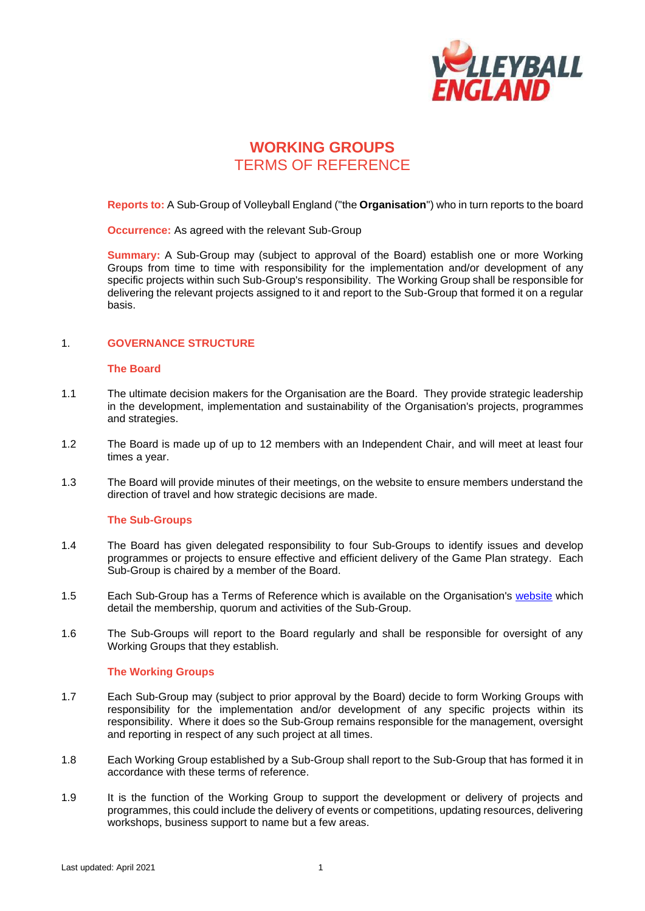# WORKING GROUPS
## TERMS OF REFERENCE

**Reports to:** A Sub-Group of Volleyball England ("the **Organisation**") who in turn reports to the board

**Occurrence:** As agreed with the relevant Sub-Group

**Summary:** A Sub-Group may (subject to approval of the Board) establish one or more Working Groups from time to time with responsibility for the implementation and/or development of any specific projects within such Sub-Group's responsibility. The Working Group shall be responsible for delivering the relevant projects assigned to it and report to the Sub-Group that formed it on a regular basis.

## 1. GOVERNANCE STRUCTURE

### The Board

1.1 The ultimate decision makers for the Organisation are the Board. They provide strategic leadership in the development, implementation and sustainability of the Organisation's projects, programmes and strategies.

1.2 The Board is made up of up to 12 members with an Independent Chair, and will meet at least four times a year.

1.3 The Board will provide minutes of their meetings, on the website to ensure members understand the direction of travel and how strategic decisions are made.

### The Sub-Groups

1.4 The Board has given delegated responsibility to four Sub-Groups to identify issues and develop programmes or projects to ensure effective and efficient delivery of the Game Plan strategy. Each Sub-Group is chaired by a member of the Board.

1.5 Each Sub-Group has a Terms of Reference which is available on the Organisation's website which detail the membership, quorum and activities of the Sub-Group.

1.6 The Sub-Groups will report to the Board regularly and shall be responsible for oversight of any Working Groups that they establish.

### The Working Groups

1.7 Each Sub-Group may (subject to prior approval by the Board) decide to form Working Groups with responsibility for the implementation and/or development of any specific projects within its responsibility. Where it does so the Sub-Group remains responsible for the management, oversight and reporting in respect of any such project at all times.

1.8 Each Working Group established by a Sub-Group shall report to the Sub-Group that has formed it in accordance with these terms of reference.

1.9 It is the function of the Working Group to support the development or delivery of projects and programmes, this could include the delivery of events or competitions, updating resources, delivering workshops, business support to name but a few areas.

Last updated: April 2021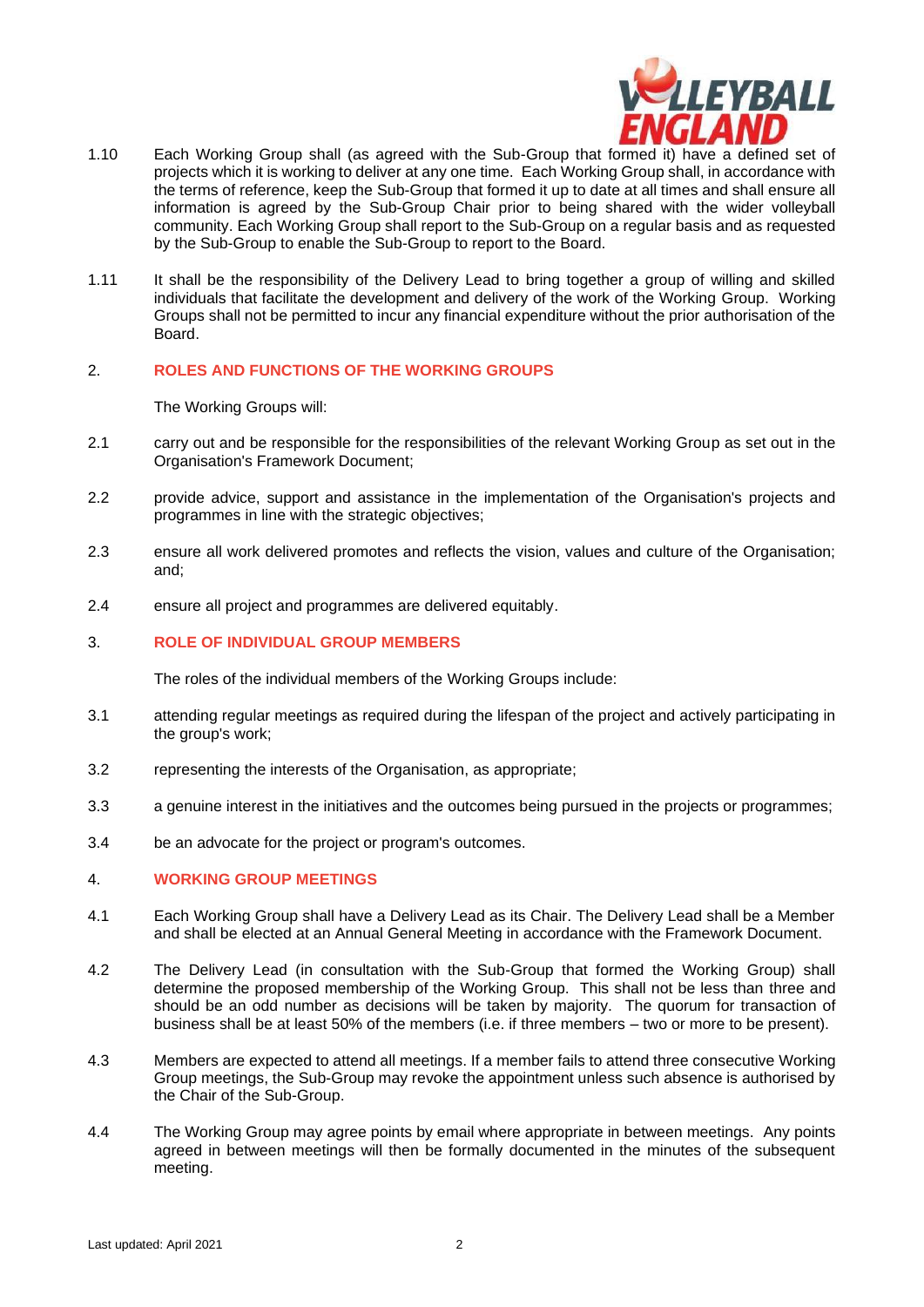1.10 Each Working Group shall (as agreed with the Sub-Group that formed it) have a defined set of projects which it is working to deliver at any one time. Each Working Group shall, in accordance with the terms of reference, keep the Sub-Group that formed it up to date at all times and shall ensure all information is agreed by the Sub-Group Chair prior to being shared with the wider volleyball community. Each Working Group shall report to the Sub-Group on a regular basis and as requested by the Sub-Group to enable the Sub-Group to report to the Board.

1.11 It shall be the responsibility of the Delivery Lead to bring together a group of willing and skilled individuals that facilitate the development and delivery of the work of the Working Group. Working Groups shall not be permitted to incur any financial expenditure without the prior authorisation of the Board.

## 2. ROLES AND FUNCTIONS OF THE WORKING GROUPS

The Working Groups will:

2.1 carry out and be responsible for the responsibilities of the relevant Working Group as set out in the Organisation's Framework Document;

2.2 provide advice, support and assistance in the implementation of the Organisation's projects and programmes in line with the strategic objectives;

2.3 ensure all work delivered promotes and reflects the vision, values and culture of the Organisation; and;

2.4 ensure all project and programmes are delivered equitably.

## 3. ROLE OF INDIVIDUAL GROUP MEMBERS

The roles of the individual members of the Working Groups include:

3.1 attending regular meetings as required during the lifespan of the project and actively participating in the group's work;

3.2 representing the interests of the Organisation, as appropriate;

3.3 a genuine interest in the initiatives and the outcomes being pursued in the projects or programmes;

3.4 be an advocate for the project or program's outcomes.

## 4. WORKING GROUP MEETINGS

4.1 Each Working Group shall have a Delivery Lead as its Chair. The Delivery Lead shall be a Member and shall be elected at an Annual General Meeting in accordance with the Framework Document.

4.2 The Delivery Lead (in consultation with the Sub-Group that formed the Working Group) shall determine the proposed membership of the Working Group. This shall not be less than three and should be an odd number as decisions will be taken by majority. The quorum for transaction of business shall be at least 50% of the members (i.e. if three members – two or more to be present).

4.3 Members are expected to attend all meetings. If a member fails to attend three consecutive Working Group meetings, the Sub-Group may revoke the appointment unless such absence is authorised by the Chair of the Sub-Group.

4.4 The Working Group may agree points by email where appropriate in between meetings. Any points agreed in between meetings will then be formally documented in the minutes of the subsequent meeting.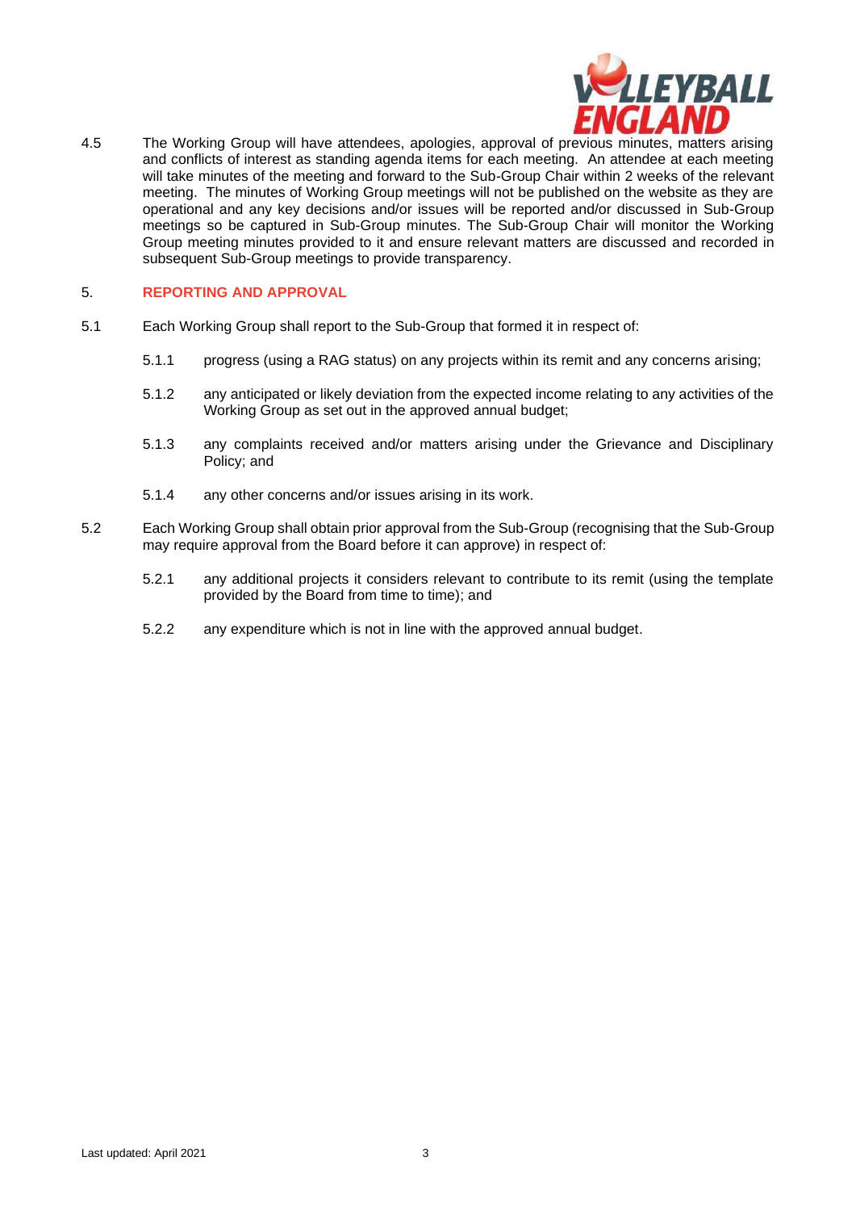4.5 The Working Group will have attendees, apologies, approval of previous minutes, matters arising and conflicts of interest as standing agenda items for each meeting. An attendee at each meeting will take minutes of the meeting and forward to the Sub-Group Chair within 2 weeks of the relevant meeting. The minutes of Working Group meetings will not be published on the website as they are operational and any key decisions and/or issues will be reported and/or discussed in Sub-Group meetings so be captured in Sub-Group minutes. The Sub-Group Chair will monitor the Working Group meeting minutes provided to it and ensure relevant matters are discussed and recorded in subsequent Sub-Group meetings to provide transparency.

## 5. REPORTING AND APPROVAL

5.1 Each Working Group shall report to the Sub-Group that formed it in respect of:

- 5.1.1 progress (using a RAG status) on any projects within its remit and any concerns arising;
- 5.1.2 any anticipated or likely deviation from the expected income relating to any activities of the Working Group as set out in the approved annual budget;
- 5.1.3 any complaints received and/or matters arising under the Grievance and Disciplinary Policy; and
- 5.1.4 any other concerns and/or issues arising in its work.

5.2 Each Working Group shall obtain prior approval from the Sub-Group (recognising that the Sub-Group may require approval from the Board before it can approve) in respect of:

- 5.2.1 any additional projects it considers relevant to contribute to its remit (using the template provided by the Board from time to time); and
- 5.2.2 any expenditure which is not in line with the approved annual budget.

Last updated: April 2021